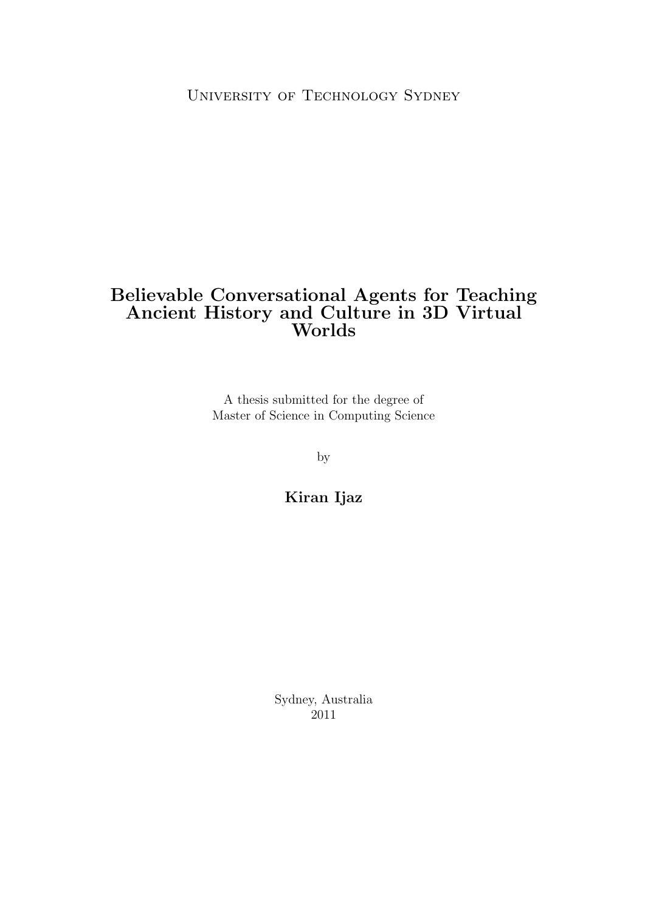University of Technology Sydney

# Believable Conversational Agents for Teaching Ancient History and Culture in 3D Virtual Worlds

A thesis submitted for the degree of
Master of Science in Computing Science

by

**Kiran Ijaz**

Sydney, Australia
2011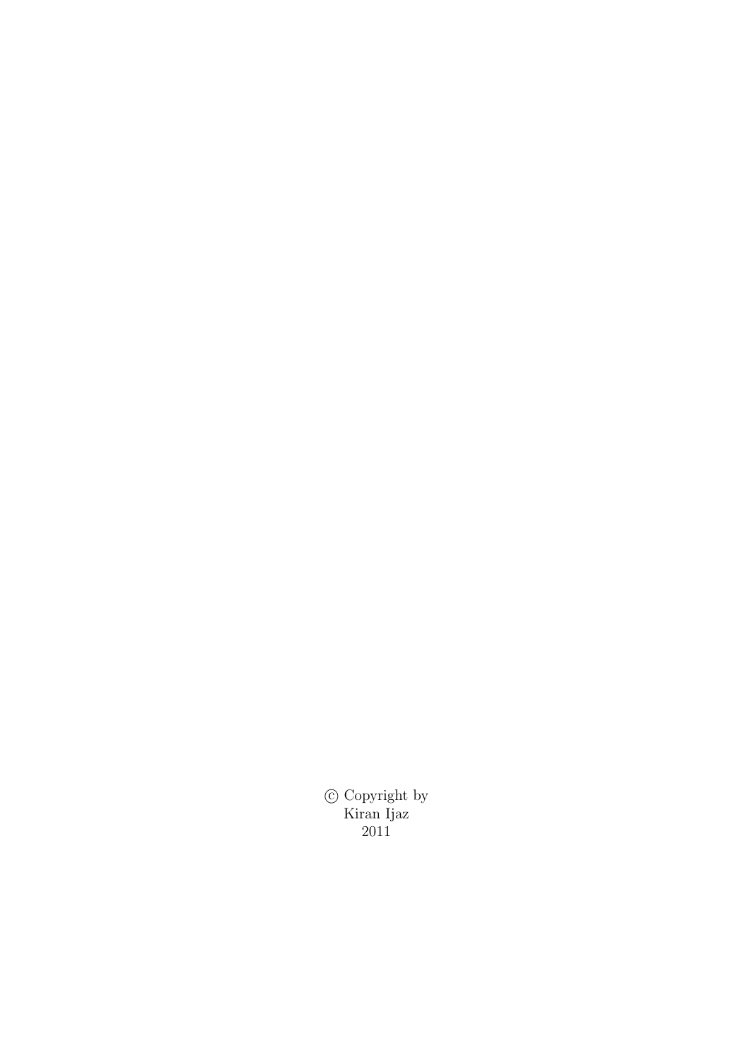© Copyright by
Kiran Ijaz
2011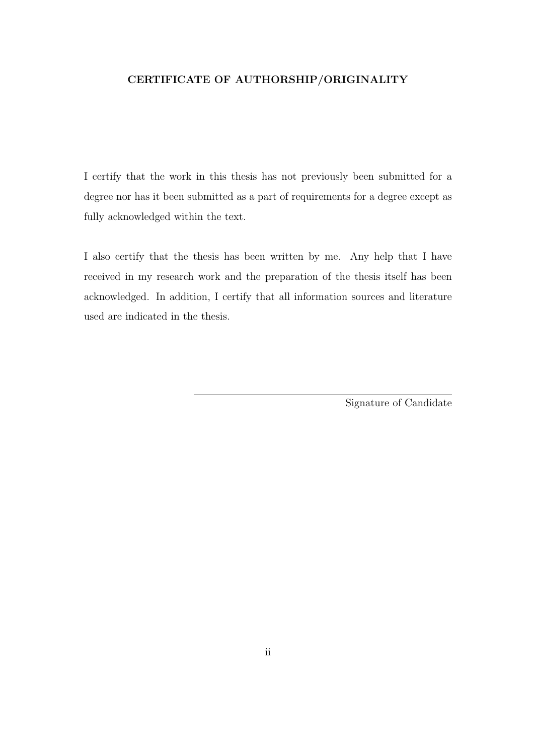## CERTIFICATE OF AUTHORSHIP/ORIGINALITY

I certify that the work in this thesis has not previously been submitted for a degree nor has it been submitted as a part of requirements for a degree except as fully acknowledged within the text.

I also certify that the thesis has been written by me. Any help that I have received in my research work and the preparation of the thesis itself has been acknowledged. In addition, I certify that all information sources and literature used are indicated in the thesis.

Signature of Candidate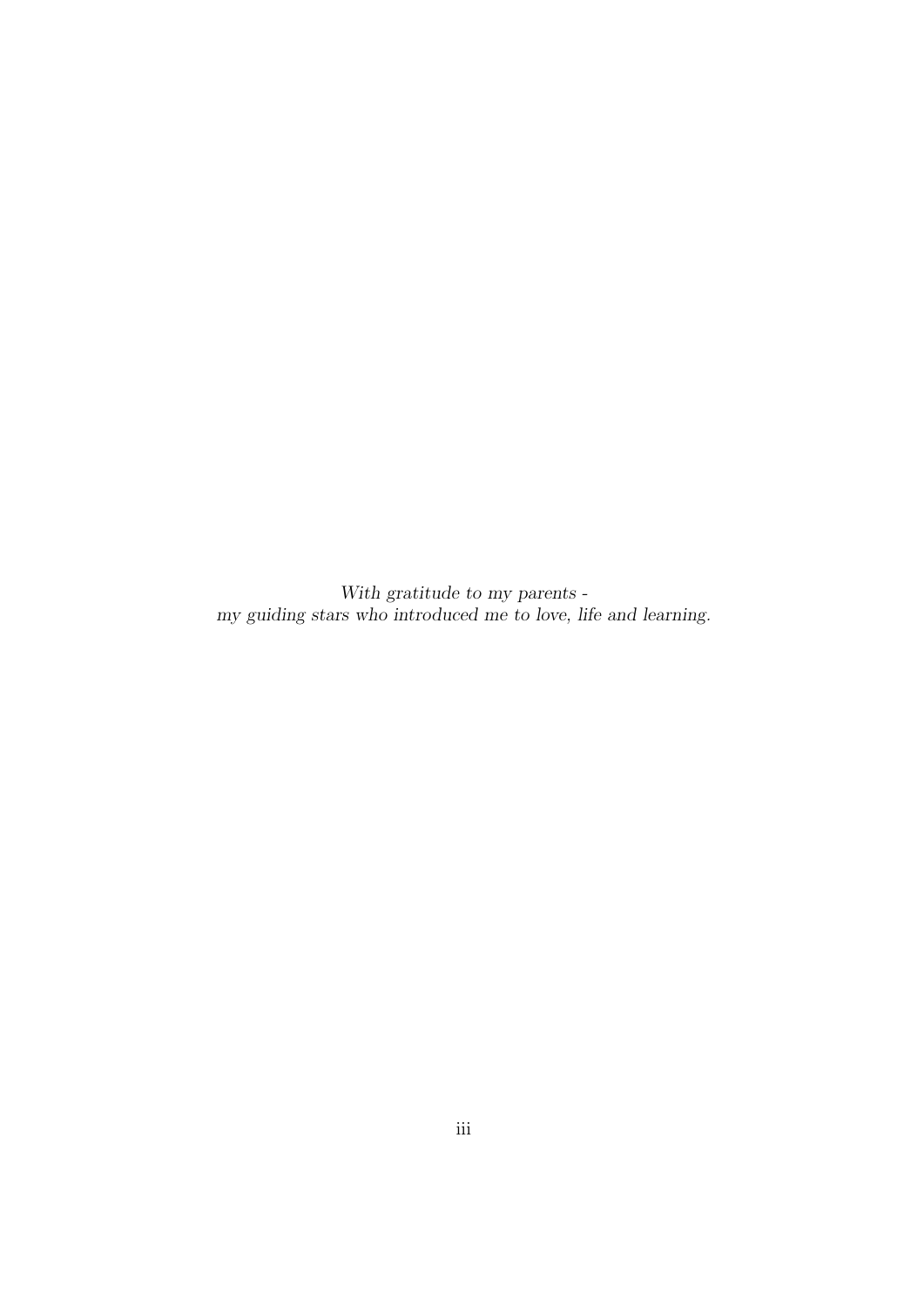*With gratitude to my parents -*
*my guiding stars who introduced me to love, life and learning.*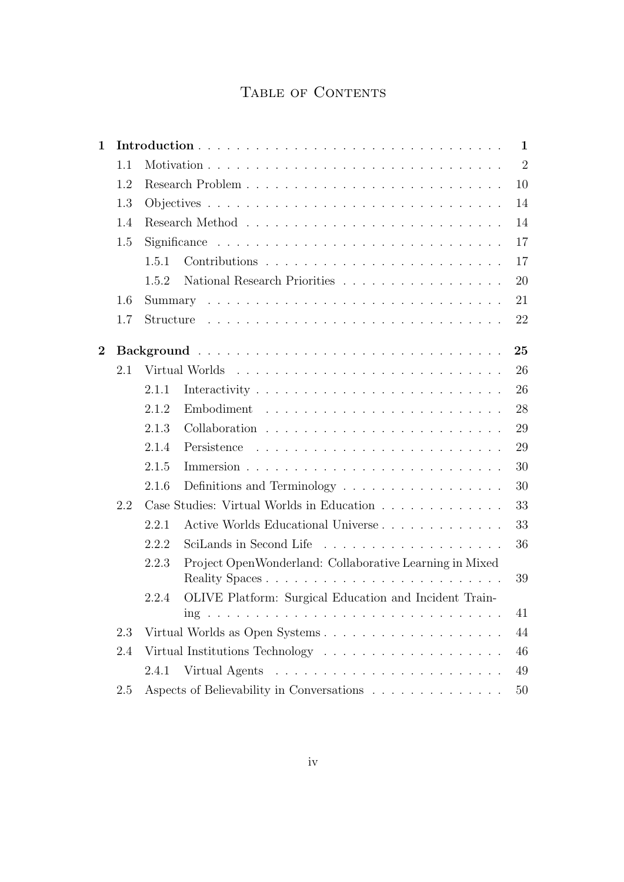# Table of Contents

- **1 Introduction** — **1**
  - 1.1 Motivation — 2
  - 1.2 Research Problem — 10
  - 1.3 Objectives — 14
  - 1.4 Research Method — 14
  - 1.5 Significance — 17
    - 1.5.1 Contributions — 17
    - 1.5.2 National Research Priorities — 20
  - 1.6 Summary — 21
  - 1.7 Structure — 22
- **2 Background** — **25**
  - 2.1 Virtual Worlds — 26
    - 2.1.1 Interactivity — 26
    - 2.1.2 Embodiment — 28
    - 2.1.3 Collaboration — 29
    - 2.1.4 Persistence — 29
    - 2.1.5 Immersion — 30
    - 2.1.6 Definitions and Terminology — 30
  - 2.2 Case Studies: Virtual Worlds in Education — 33
    - 2.2.1 Active Worlds Educational Universe — 33
    - 2.2.2 SciLands in Second Life — 36
    - 2.2.3 Project OpenWonderland: Collaborative Learning in Mixed Reality Spaces — 39
    - 2.2.4 OLIVE Platform: Surgical Education and Incident Training — 41
  - 2.3 Virtual Worlds as Open Systems — 44
  - 2.4 Virtual Institutions Technology — 46
    - 2.4.1 Virtual Agents — 49
  - 2.5 Aspects of Believability in Conversations — 50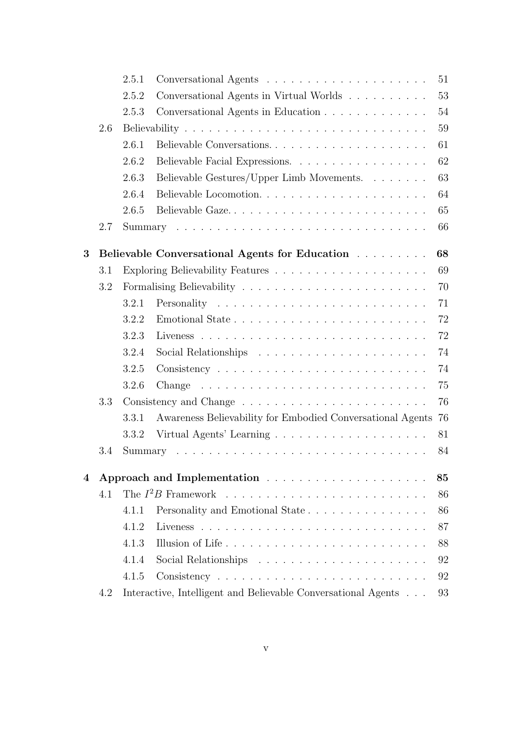- 2.5.1 Conversational Agents . . . . . . . . . . . . . . . . . . . . 51
- 2.5.2 Conversational Agents in Virtual Worlds . . . . . . . . . . 53
- 2.5.3 Conversational Agents in Education . . . . . . . . . . . . . 54
- 2.6 Believability . . . . . . . . . . . . . . . . . . . . . . . . . . . . . 59
  - 2.6.1 Believable Conversations. . . . . . . . . . . . . . . . . . . . . 61
  - 2.6.2 Believable Facial Expressions. . . . . . . . . . . . . . . . . 62
  - 2.6.3 Believable Gestures/Upper Limb Movements. . . . . . . . 63
  - 2.6.4 Believable Locomotion. . . . . . . . . . . . . . . . . . . . . . 64
  - 2.6.5 Believable Gaze. . . . . . . . . . . . . . . . . . . . . . . . . . 65
- 2.7 Summary . . . . . . . . . . . . . . . . . . . . . . . . . . . . . . 66

**3 Believable Conversational Agents for Education . . . . . . . . . 68**

- 3.1 Exploring Believability Features . . . . . . . . . . . . . . . . . . . 69
- 3.2 Formalising Believability . . . . . . . . . . . . . . . . . . . . . . . 70
  - 3.2.1 Personality . . . . . . . . . . . . . . . . . . . . . . . . . . 71
  - 3.2.2 Emotional State . . . . . . . . . . . . . . . . . . . . . . . . . 72
  - 3.2.3 Liveness . . . . . . . . . . . . . . . . . . . . . . . . . . . . 72
  - 3.2.4 Social Relationships . . . . . . . . . . . . . . . . . . . . . 74
  - 3.2.5 Consistency . . . . . . . . . . . . . . . . . . . . . . . . . . 74
  - 3.2.6 Change . . . . . . . . . . . . . . . . . . . . . . . . . . . . 75
- 3.3 Consistency and Change . . . . . . . . . . . . . . . . . . . . . . . 76
  - 3.3.1 Awareness Believability for Embodied Conversational Agents 76
  - 3.3.2 Virtual Agents' Learning . . . . . . . . . . . . . . . . . . . 81
- 3.4 Summary . . . . . . . . . . . . . . . . . . . . . . . . . . . . . . 84

**4 Approach and Implementation . . . . . . . . . . . . . . . . . . . . 85**

- 4.1 The $I^2B$ Framework . . . . . . . . . . . . . . . . . . . . . . . . . 86
  - 4.1.1 Personality and Emotional State . . . . . . . . . . . . . . . 86
  - 4.1.2 Liveness . . . . . . . . . . . . . . . . . . . . . . . . . . . . 87
  - 4.1.3 Illusion of Life . . . . . . . . . . . . . . . . . . . . . . . . . 88
  - 4.1.4 Social Relationships . . . . . . . . . . . . . . . . . . . . . 92
  - 4.1.5 Consistency . . . . . . . . . . . . . . . . . . . . . . . . . . 92
- 4.2 Interactive, Intelligent and Believable Conversational Agents . . . 93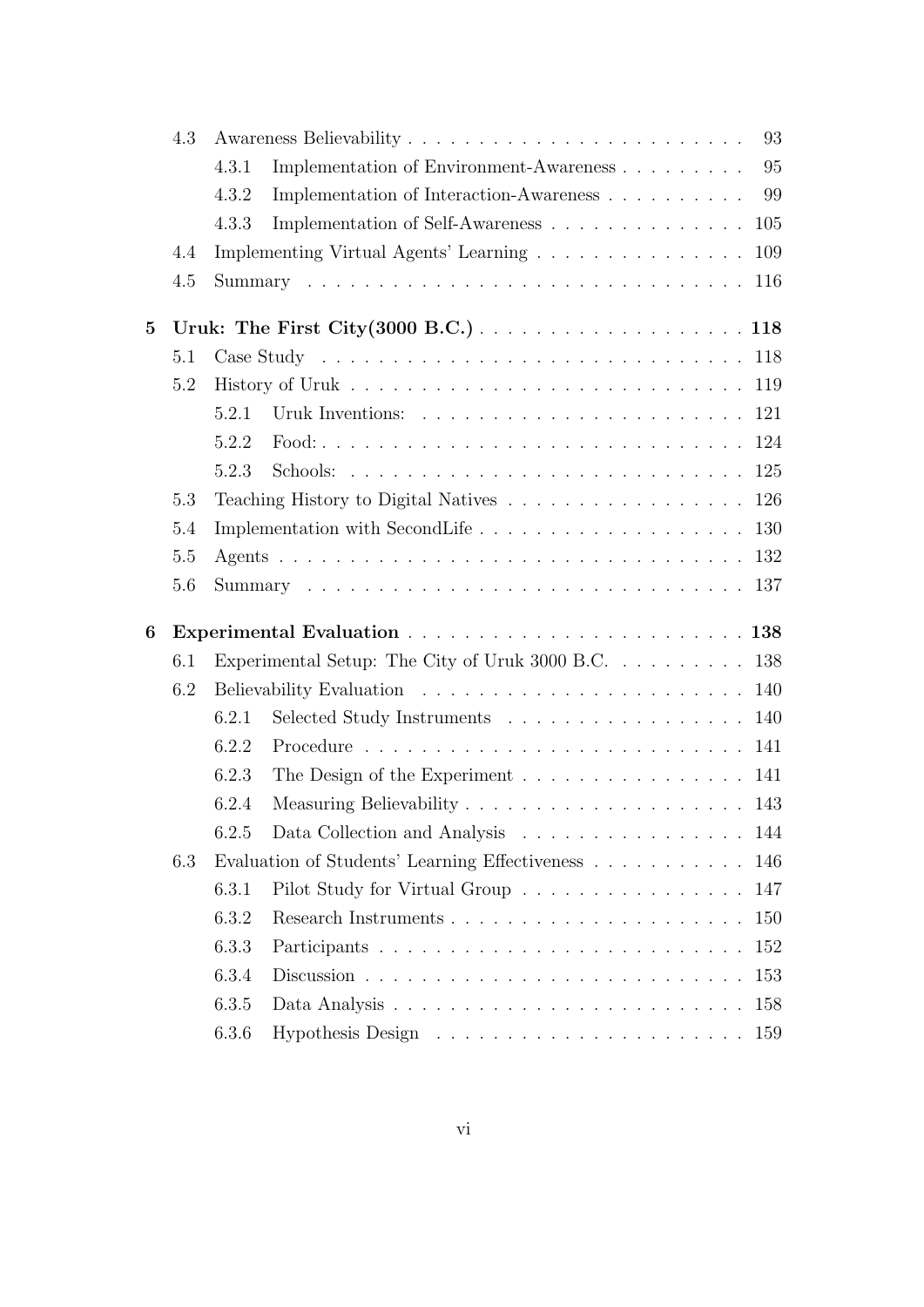- 4.3 Awareness Believability . . . . . . . . . . . . . . . . . . . . . . . . 93
  - 4.3.1 Implementation of Environment-Awareness . . . . . . . . . 95
  - 4.3.2 Implementation of Interaction-Awareness . . . . . . . . . . 99
  - 4.3.3 Implementation of Self-Awareness . . . . . . . . . . . . . . 105
- 4.4 Implementing Virtual Agents' Learning . . . . . . . . . . . . . . . 109
- 4.5 Summary . . . . . . . . . . . . . . . . . . . . . . . . . . . . . . 116

**5 Uruk: The First City(3000 B.C.) . . . . . . . . . . . . . . . . . . . 118**

- 5.1 Case Study . . . . . . . . . . . . . . . . . . . . . . . . . . . . . 118
- 5.2 History of Uruk . . . . . . . . . . . . . . . . . . . . . . . . . . . 119
  - 5.2.1 Uruk Inventions: . . . . . . . . . . . . . . . . . . . . . . . 121
  - 5.2.2 Food: . . . . . . . . . . . . . . . . . . . . . . . . . . . . . 124
  - 5.2.3 Schools: . . . . . . . . . . . . . . . . . . . . . . . . . . . . 125
- 5.3 Teaching History to Digital Natives . . . . . . . . . . . . . . . . . 126
- 5.4 Implementation with SecondLife . . . . . . . . . . . . . . . . . . . 130
- 5.5 Agents . . . . . . . . . . . . . . . . . . . . . . . . . . . . . . . . 132
- 5.6 Summary . . . . . . . . . . . . . . . . . . . . . . . . . . . . . . 137

**6 Experimental Evaluation . . . . . . . . . . . . . . . . . . . . . . . . 138**

- 6.1 Experimental Setup: The City of Uruk 3000 B.C. . . . . . . . . . 138
- 6.2 Believability Evaluation . . . . . . . . . . . . . . . . . . . . . . . 140
  - 6.2.1 Selected Study Instruments . . . . . . . . . . . . . . . . . 140
  - 6.2.2 Procedure . . . . . . . . . . . . . . . . . . . . . . . . . . . 141
  - 6.2.3 The Design of the Experiment . . . . . . . . . . . . . . . . 141
  - 6.2.4 Measuring Believability . . . . . . . . . . . . . . . . . . . . 143
  - 6.2.5 Data Collection and Analysis . . . . . . . . . . . . . . . . 144
- 6.3 Evaluation of Students' Learning Effectiveness . . . . . . . . . . . 146
  - 6.3.1 Pilot Study for Virtual Group . . . . . . . . . . . . . . . . 147
  - 6.3.2 Research Instruments . . . . . . . . . . . . . . . . . . . . . 150
  - 6.3.3 Participants . . . . . . . . . . . . . . . . . . . . . . . . . . 152
  - 6.3.4 Discussion . . . . . . . . . . . . . . . . . . . . . . . . . . . 153
  - 6.3.5 Data Analysis . . . . . . . . . . . . . . . . . . . . . . . . . 158
  - 6.3.6 Hypothesis Design . . . . . . . . . . . . . . . . . . . . . . 159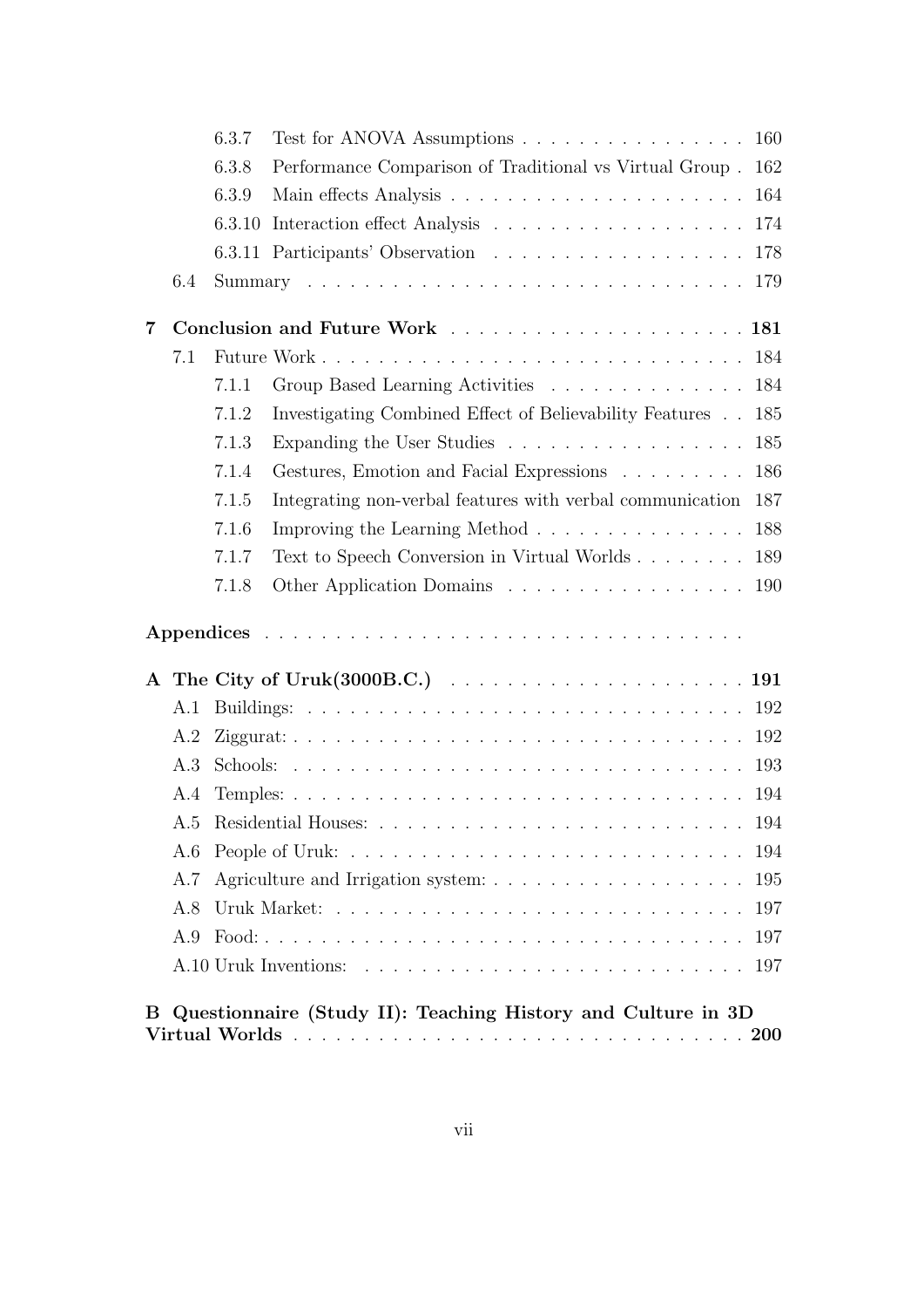6.3.7 Test for ANOVA Assumptions . . . . . . . . . . . . . . . . 160

6.3.8 Performance Comparison of Traditional vs Virtual Group . 162

6.3.9 Main effects Analysis . . . . . . . . . . . . . . . . . . . . . 164

6.3.10 Interaction effect Analysis . . . . . . . . . . . . . . . . . . 174

6.3.11 Participants' Observation . . . . . . . . . . . . . . . . . . 178

6.4 Summary . . . . . . . . . . . . . . . . . . . . . . . . . . . . . . 179

**7 Conclusion and Future Work . . . . . . . . . . . . . . . . . . . . . 181**

7.1 Future Work . . . . . . . . . . . . . . . . . . . . . . . . . . . . . 184

7.1.1 Group Based Learning Activities . . . . . . . . . . . . . . 184

7.1.2 Investigating Combined Effect of Believability Features . . 185

7.1.3 Expanding the User Studies . . . . . . . . . . . . . . . . . 185

7.1.4 Gestures, Emotion and Facial Expressions . . . . . . . . . 186

7.1.5 Integrating non-verbal features with verbal communication 187

7.1.6 Improving the Learning Method . . . . . . . . . . . . . . . 188

7.1.7 Text to Speech Conversion in Virtual Worlds . . . . . . . . 189

7.1.8 Other Application Domains . . . . . . . . . . . . . . . . . 190

**Appendices . . . . . . . . . . . . . . . . . . . . . . . . . . . . . . . . .**

**A The City of Uruk(3000B.C.) . . . . . . . . . . . . . . . . . . . . . 191**

A.1 Buildings: . . . . . . . . . . . . . . . . . . . . . . . . . . . . . . 192

A.2 Ziggurat: . . . . . . . . . . . . . . . . . . . . . . . . . . . . . . . 192

A.3 Schools: . . . . . . . . . . . . . . . . . . . . . . . . . . . . . . . 193

A.4 Temples: . . . . . . . . . . . . . . . . . . . . . . . . . . . . . . . 194

A.5 Residential Houses: . . . . . . . . . . . . . . . . . . . . . . . . . 194

A.6 People of Uruk: . . . . . . . . . . . . . . . . . . . . . . . . . . . 194

A.7 Agriculture and Irrigation system: . . . . . . . . . . . . . . . . . 195

A.8 Uruk Market: . . . . . . . . . . . . . . . . . . . . . . . . . . . . 197

A.9 Food: . . . . . . . . . . . . . . . . . . . . . . . . . . . . . . . . . 197

A.10 Uruk Inventions: . . . . . . . . . . . . . . . . . . . . . . . . . . 197

**B Questionnaire (Study II): Teaching History and Culture in 3D Virtual Worlds . . . . . . . . . . . . . . . . . . . . . . . . . . . . . . . . 200**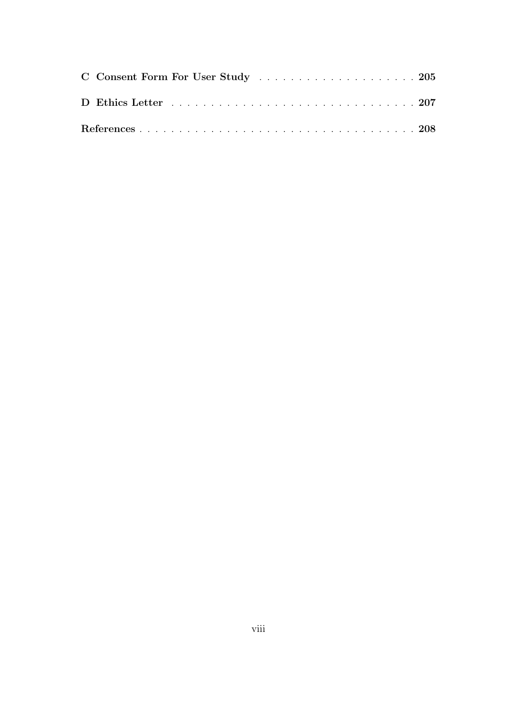**C Consent Form For User Study** . . . . . . . . . . . . . . . . . . . . **205**

**D Ethics Letter** . . . . . . . . . . . . . . . . . . . . . . . . . . . . . . . **207**

**References** . . . . . . . . . . . . . . . . . . . . . . . . . . . . . . . . . **208**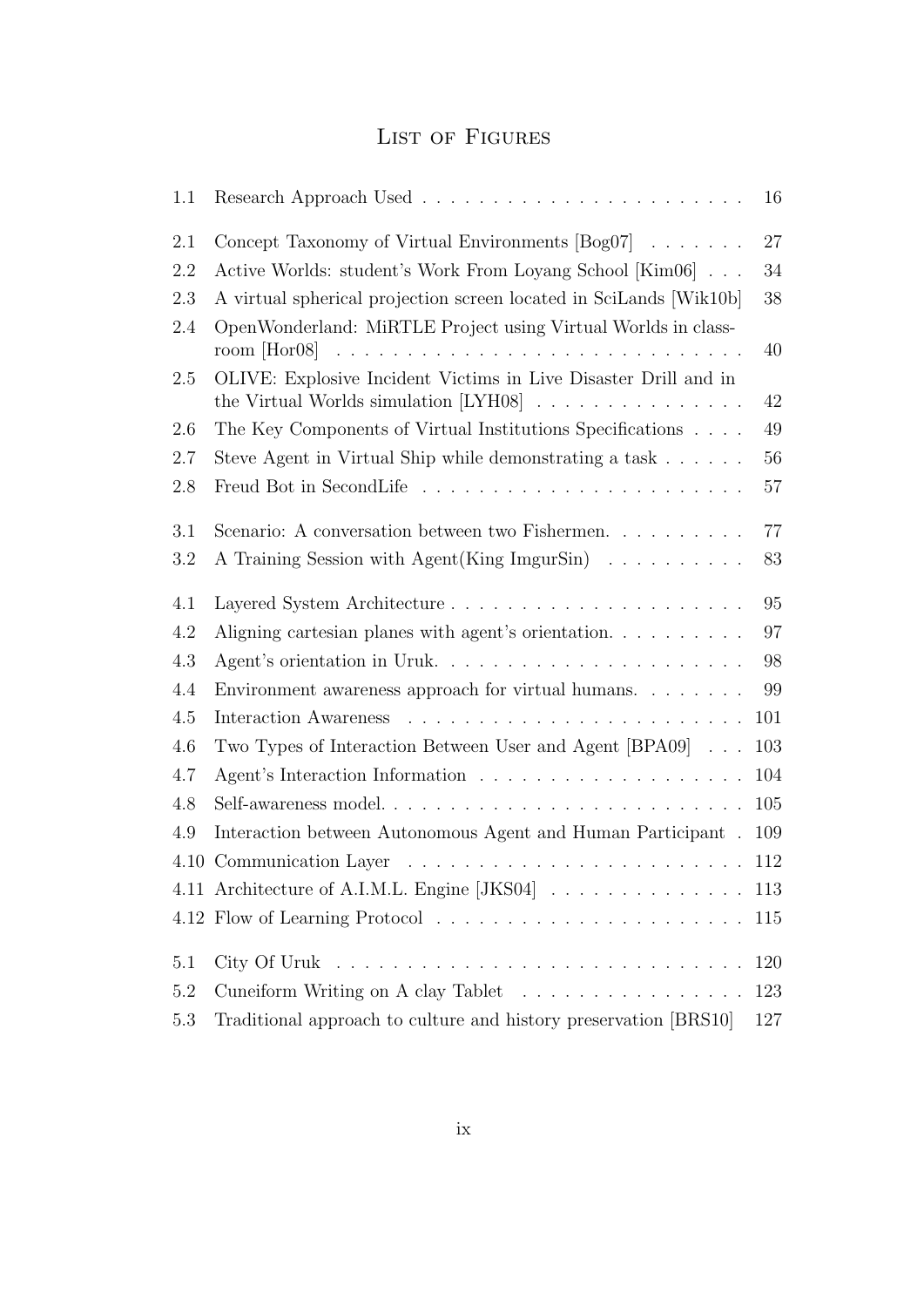# List of Figures

| | | |
|---|---|---|
| 1.1 | Research Approach Used | 16 |
| 2.1 | Concept Taxonomy of Virtual Environments [Bog07] | 27 |
| 2.2 | Active Worlds: student's Work From Loyang School [Kim06] | 34 |
| 2.3 | A virtual spherical projection screen located in SciLands [Wik10b] | 38 |
| 2.4 | OpenWonderland: MiRTLE Project using Virtual Worlds in classroom [Hor08] | 40 |
| 2.5 | OLIVE: Explosive Incident Victims in Live Disaster Drill and in the Virtual Worlds simulation [LYH08] | 42 |
| 2.6 | The Key Components of Virtual Institutions Specifications | 49 |
| 2.7 | Steve Agent in Virtual Ship while demonstrating a task | 56 |
| 2.8 | Freud Bot in SecondLife | 57 |
| 3.1 | Scenario: A conversation between two Fishermen. | 77 |
| 3.2 | A Training Session with Agent(King ImgurSin) | 83 |
| 4.1 | Layered System Architecture | 95 |
| 4.2 | Aligning cartesian planes with agent's orientation. | 97 |
| 4.3 | Agent's orientation in Uruk. | 98 |
| 4.4 | Environment awareness approach for virtual humans. | 99 |
| 4.5 | Interaction Awareness | 101 |
| 4.6 | Two Types of Interaction Between User and Agent [BPA09] | 103 |
| 4.7 | Agent's Interaction Information | 104 |
| 4.8 | Self-awareness model. | 105 |
| 4.9 | Interaction between Autonomous Agent and Human Participant | 109 |
| 4.10 | Communication Layer | 112 |
| 4.11 | Architecture of A.I.M.L. Engine [JKS04] | 113 |
| 4.12 | Flow of Learning Protocol | 115 |
| 5.1 | City Of Uruk | 120 |
| 5.2 | Cuneiform Writing on A clay Tablet | 123 |
| 5.3 | Traditional approach to culture and history preservation [BRS10] | 127 |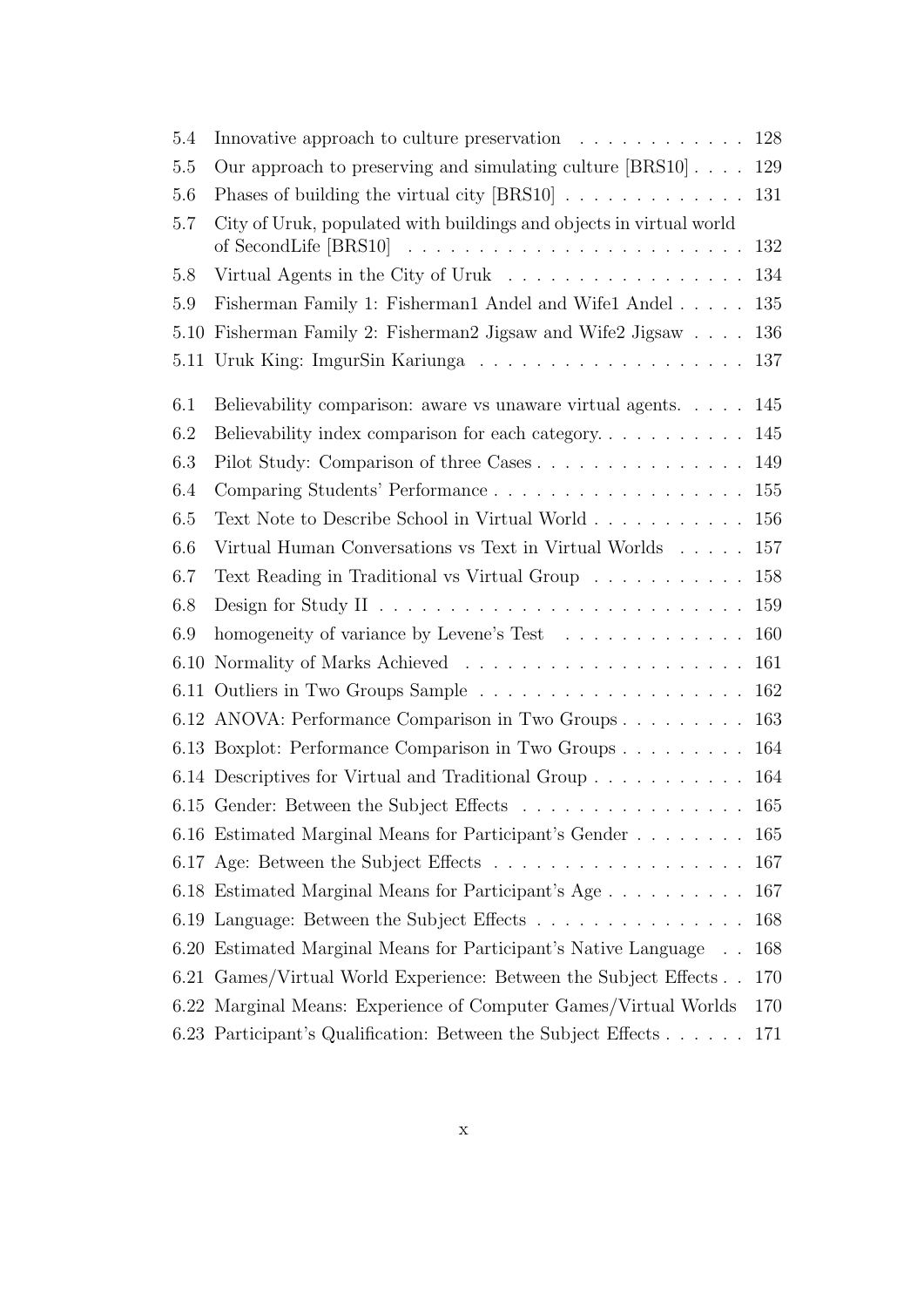5.4 Innovative approach to culture preservation . . . . . . . . . . . . 128
5.5 Our approach to preserving and simulating culture [BRS10] . . . . 129
5.6 Phases of building the virtual city [BRS10] . . . . . . . . . . . . . 131
5.7 City of Uruk, populated with buildings and objects in virtual world of SecondLife [BRS10] . . . . . . . . . . . . . . . . . . . . . . . 132
5.8 Virtual Agents in the City of Uruk . . . . . . . . . . . . . . . . . 134
5.9 Fisherman Family 1: Fisherman1 Andel and Wife1 Andel . . . . . 135
5.10 Fisherman Family 2: Fisherman2 Jigsaw and Wife2 Jigsaw . . . . 136
5.11 Uruk King: ImgurSin Kariunga . . . . . . . . . . . . . . . . . . . 137

6.1 Believability comparison: aware vs unaware virtual agents. . . . . 145
6.2 Believability index comparison for each category. . . . . . . . . . . 145
6.3 Pilot Study: Comparison of three Cases . . . . . . . . . . . . . . . 149
6.4 Comparing Students' Performance . . . . . . . . . . . . . . . . . . 155
6.5 Text Note to Describe School in Virtual World . . . . . . . . . . . 156
6.6 Virtual Human Conversations vs Text in Virtual Worlds . . . . . 157
6.7 Text Reading in Traditional vs Virtual Group . . . . . . . . . . . 158
6.8 Design for Study II . . . . . . . . . . . . . . . . . . . . . . . . . . 159
6.9 homogeneity of variance by Levene's Test . . . . . . . . . . . . . 160
6.10 Normality of Marks Achieved . . . . . . . . . . . . . . . . . . . . 161
6.11 Outliers in Two Groups Sample . . . . . . . . . . . . . . . . . . . 162
6.12 ANOVA: Performance Comparison in Two Groups . . . . . . . . . 163
6.13 Boxplot: Performance Comparison in Two Groups . . . . . . . . . 164
6.14 Descriptives for Virtual and Traditional Group . . . . . . . . . . . 164
6.15 Gender: Between the Subject Effects . . . . . . . . . . . . . . . . 165
6.16 Estimated Marginal Means for Participant's Gender . . . . . . . . 165
6.17 Age: Between the Subject Effects . . . . . . . . . . . . . . . . . . 167
6.18 Estimated Marginal Means for Participant's Age . . . . . . . . . . 167
6.19 Language: Between the Subject Effects . . . . . . . . . . . . . . . 168
6.20 Estimated Marginal Means for Participant's Native Language . . 168
6.21 Games/Virtual World Experience: Between the Subject Effects . . 170
6.22 Marginal Means: Experience of Computer Games/Virtual Worlds 170
6.23 Participant's Qualification: Between the Subject Effects . . . . . . 171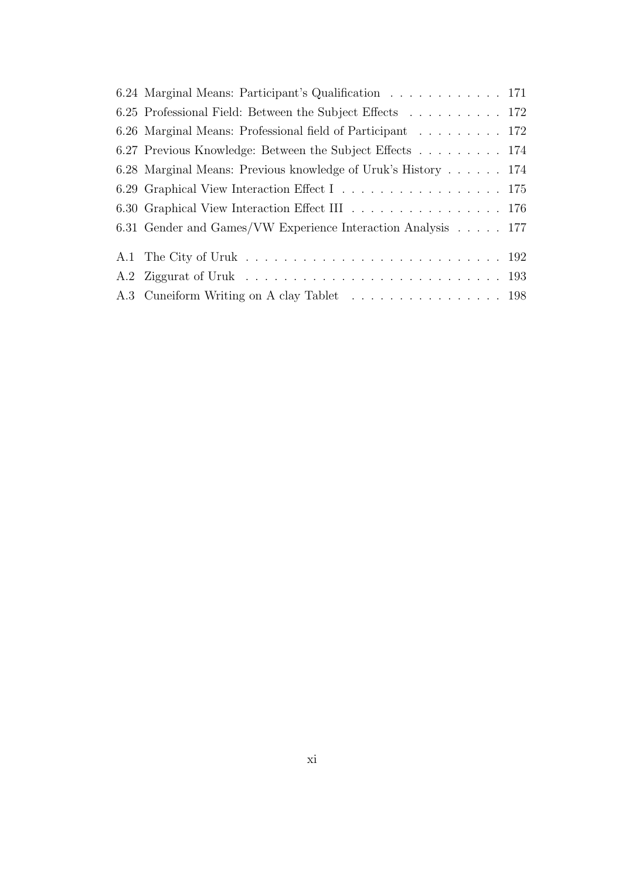6.24 Marginal Means: Participant's Qualification . . . . . . . . . . . . 171
6.25 Professional Field: Between the Subject Effects . . . . . . . . . . 172
6.26 Marginal Means: Professional field of Participant . . . . . . . . . 172
6.27 Previous Knowledge: Between the Subject Effects . . . . . . . . . 174
6.28 Marginal Means: Previous knowledge of Uruk's History . . . . . . 174
6.29 Graphical View Interaction Effect I . . . . . . . . . . . . . . . . . 175
6.30 Graphical View Interaction Effect III . . . . . . . . . . . . . . . . 176
6.31 Gender and Games/VW Experience Interaction Analysis . . . . . 177

A.1 The City of Uruk . . . . . . . . . . . . . . . . . . . . . . . . . . . 192
A.2 Ziggurat of Uruk . . . . . . . . . . . . . . . . . . . . . . . . . . . 193
A.3 Cuneiform Writing on A clay Tablet . . . . . . . . . . . . . . . . 198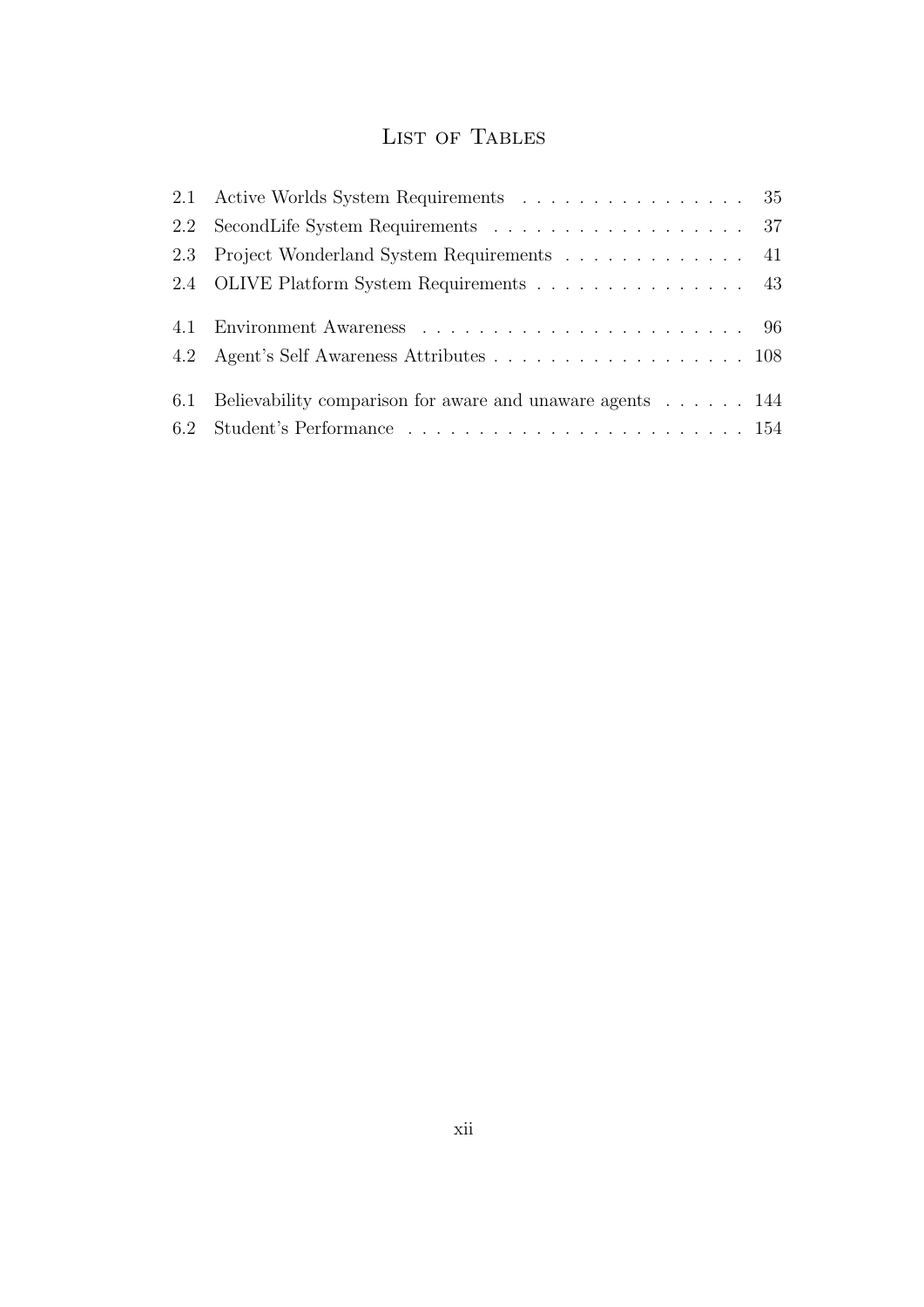# List of Tables

2.1 Active Worlds System Requirements . . . . . . . . . . . . . . . . 35

2.2 SecondLife System Requirements . . . . . . . . . . . . . . . . . . 37

2.3 Project Wonderland System Requirements . . . . . . . . . . . . . 41

2.4 OLIVE Platform System Requirements . . . . . . . . . . . . . . . 43

4.1 Environment Awareness . . . . . . . . . . . . . . . . . . . . . . . 96

4.2 Agent's Self Awareness Attributes . . . . . . . . . . . . . . . . . . 108

6.1 Believability comparison for aware and unaware agents . . . . . . 144

6.2 Student's Performance . . . . . . . . . . . . . . . . . . . . . . . . 154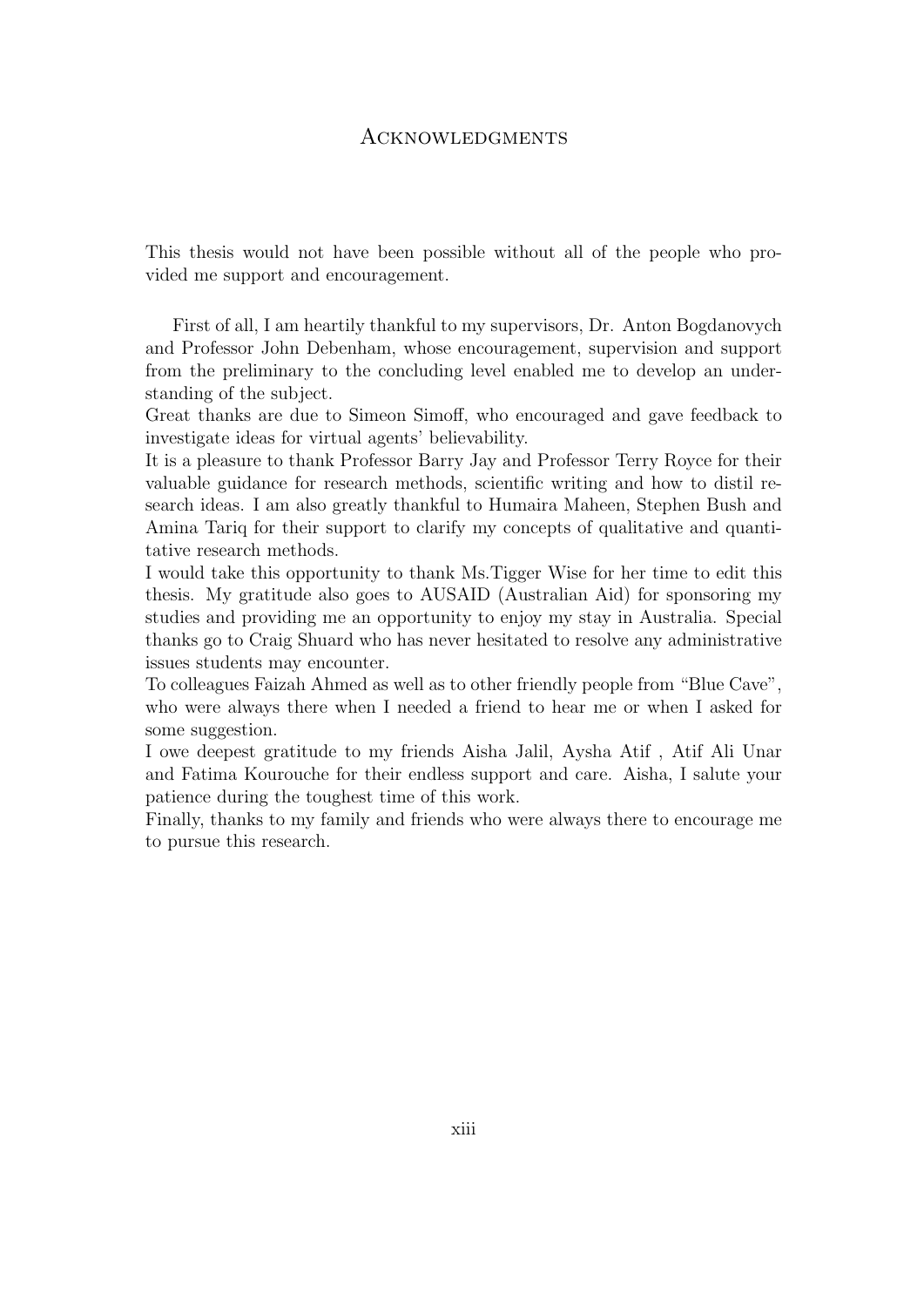# Acknowledgments

This thesis would not have been possible without all of the people who provided me support and encouragement.

First of all, I am heartily thankful to my supervisors, Dr. Anton Bogdanovych and Professor John Debenham, whose encouragement, supervision and support from the preliminary to the concluding level enabled me to develop an understanding of the subject.
Great thanks are due to Simeon Simoff, who encouraged and gave feedback to investigate ideas for virtual agents' believability.
It is a pleasure to thank Professor Barry Jay and Professor Terry Royce for their valuable guidance for research methods, scientific writing and how to distil research ideas. I am also greatly thankful to Humaira Maheen, Stephen Bush and Amina Tariq for their support to clarify my concepts of qualitative and quantitative research methods.
I would take this opportunity to thank Ms.Tigger Wise for her time to edit this thesis. My gratitude also goes to AUSAID (Australian Aid) for sponsoring my studies and providing me an opportunity to enjoy my stay in Australia. Special thanks go to Craig Shuard who has never hesitated to resolve any administrative issues students may encounter.
To colleagues Faizah Ahmed as well as to other friendly people from "Blue Cave", who were always there when I needed a friend to hear me or when I asked for some suggestion.
I owe deepest gratitude to my friends Aisha Jalil, Aysha Atif , Atif Ali Unar and Fatima Kourouche for their endless support and care. Aisha, I salute your patience during the toughest time of this work.
Finally, thanks to my family and friends who were always there to encourage me to pursue this research.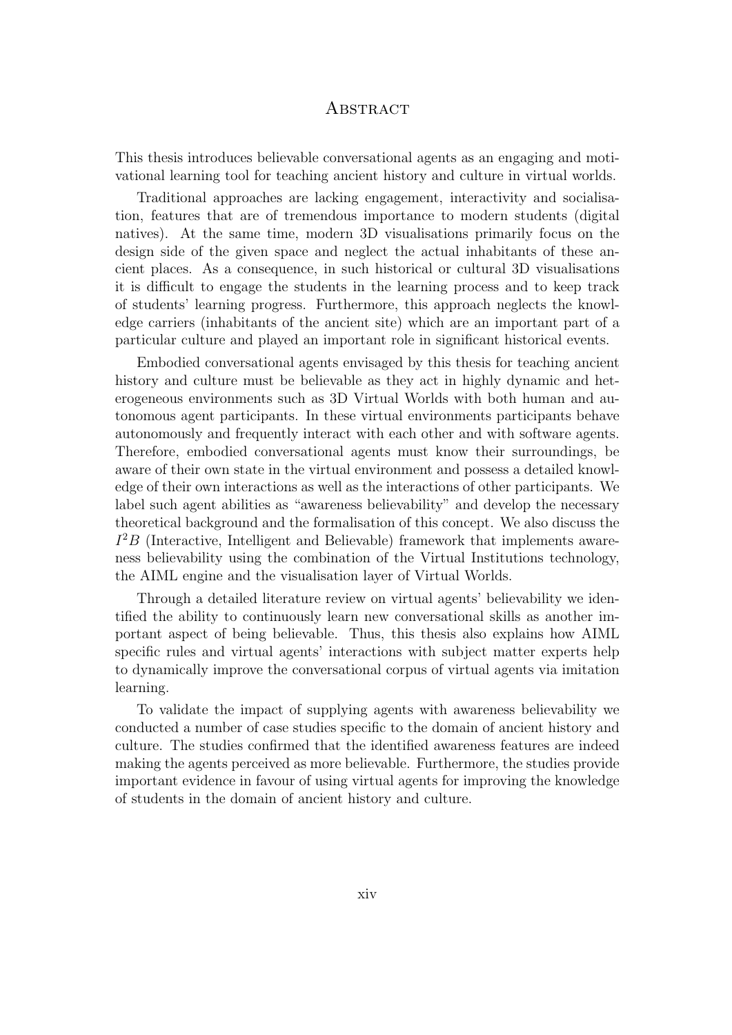# Abstract

This thesis introduces believable conversational agents as an engaging and motivational learning tool for teaching ancient history and culture in virtual worlds.

Traditional approaches are lacking engagement, interactivity and socialisation, features that are of tremendous importance to modern students (digital natives). At the same time, modern 3D visualisations primarily focus on the design side of the given space and neglect the actual inhabitants of these ancient places. As a consequence, in such historical or cultural 3D visualisations it is difficult to engage the students in the learning process and to keep track of students' learning progress. Furthermore, this approach neglects the knowledge carriers (inhabitants of the ancient site) which are an important part of a particular culture and played an important role in significant historical events.

Embodied conversational agents envisaged by this thesis for teaching ancient history and culture must be believable as they act in highly dynamic and heterogeneous environments such as 3D Virtual Worlds with both human and autonomous agent participants. In these virtual environments participants behave autonomously and frequently interact with each other and with software agents. Therefore, embodied conversational agents must know their surroundings, be aware of their own state in the virtual environment and possess a detailed knowledge of their own interactions as well as the interactions of other participants. We label such agent abilities as "awareness believability" and develop the necessary theoretical background and the formalisation of this concept. We also discuss the $I^2B$ (Interactive, Intelligent and Believable) framework that implements awareness believability using the combination of the Virtual Institutions technology, the AIML engine and the visualisation layer of Virtual Worlds.

Through a detailed literature review on virtual agents' believability we identified the ability to continuously learn new conversational skills as another important aspect of being believable. Thus, this thesis also explains how AIML specific rules and virtual agents' interactions with subject matter experts help to dynamically improve the conversational corpus of virtual agents via imitation learning.

To validate the impact of supplying agents with awareness believability we conducted a number of case studies specific to the domain of ancient history and culture. The studies confirmed that the identified awareness features are indeed making the agents perceived as more believable. Furthermore, the studies provide important evidence in favour of using virtual agents for improving the knowledge of students in the domain of ancient history and culture.